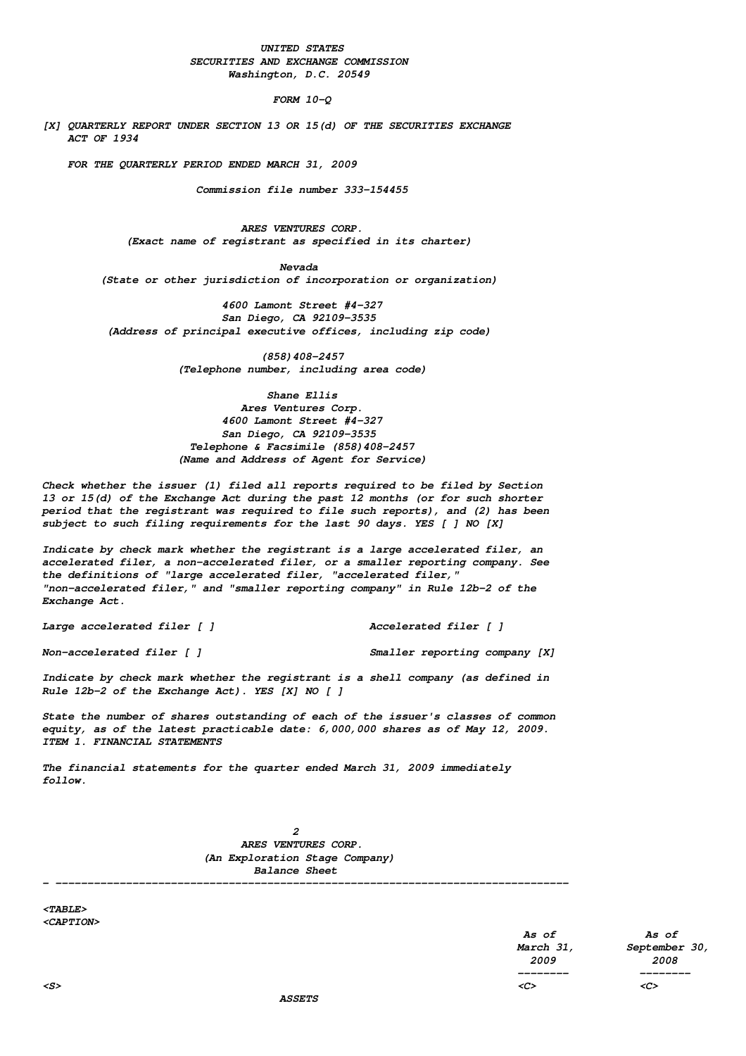UNITED STATES
SECURITIES AND EXCHANGE COMMISSION
Washington, D.C. 20549

FORM 10-Q

[X] QUARTERLY REPORT UNDER SECTION 13 OR 15(d) OF THE SECURITIES EXCHANGE ACT OF 1934

FOR THE QUARTERLY PERIOD ENDED MARCH 31, 2009

Commission file number 333-154455

ARES VENTURES CORP.
(Exact name of registrant as specified in its charter)

Nevada
(State or other jurisdiction of incorporation or organization)

4600 Lamont Street #4-327
San Diego, CA 92109-3535
(Address of principal executive offices, including zip code)

(858)408-2457
(Telephone number, including area code)

Shane Ellis
Ares Ventures Corp.
4600 Lamont Street #4-327
San Diego, CA 92109-3535
Telephone & Facsimile (858)408-2457
(Name and Address of Agent for Service)

Check whether the issuer (1) filed all reports required to be filed by Section 13 or 15(d) of the Exchange Act during the past 12 months (or for such shorter period that the registrant was required to file such reports), and (2) has been subject to such filing requirements for the last 90 days. YES [ ] NO [X]

Indicate by check mark whether the registrant is a large accelerated filer, an accelerated filer, a non-accelerated filer, or a smaller reporting company. See the definitions of "large accelerated filer, "accelerated filer," "non-accelerated filer," and "smaller reporting company" in Rule 12b-2 of the Exchange Act.

Large accelerated filer [ ]    Accelerated filer [ ]

Non-accelerated filer [ ]    Smaller reporting company [X]

Indicate by check mark whether the registrant is a shell company (as defined in Rule 12b-2 of the Exchange Act). YES [X] NO [ ]

State the number of shares outstanding of each of the issuer's classes of common equity, as of the latest practicable date: 6,000,000 shares as of May 12, 2009.

ITEM 1. FINANCIAL STATEMENTS

The financial statements for the quarter ended March 31, 2009 immediately follow.

ARES VENTURES CORP.
(An Exploration Stage Company)
Balance Sheet

| | As of March 31, 2009 | As of September 30, 2008 |
|---|---|---|
| ASSETS | | |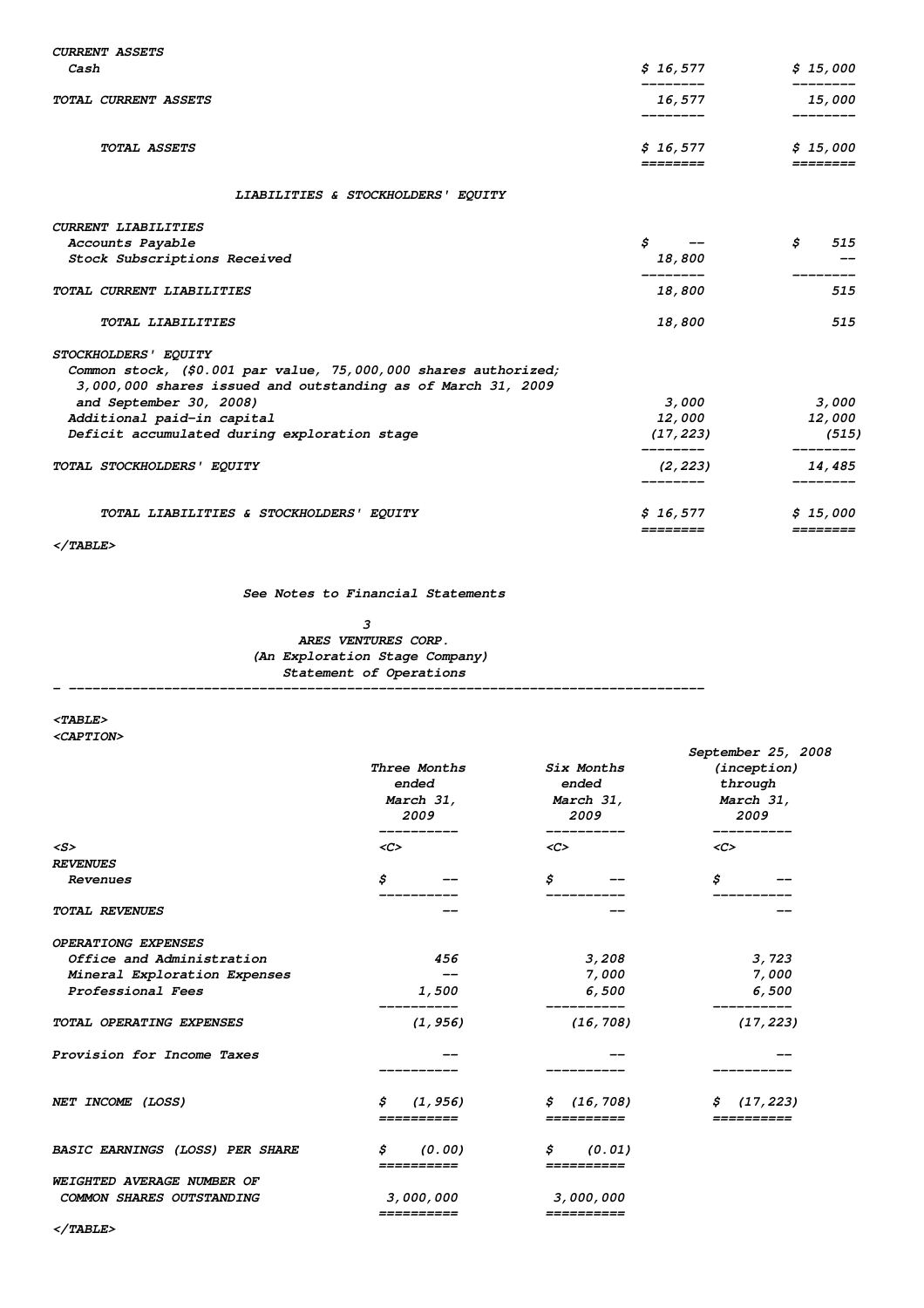| | | |
|---|---|---|
| **CURRENT ASSETS** | | |
| Cash | $ 16,577 | $ 15,000 |
| **TOTAL CURRENT ASSETS** | 16,577 | 15,000 |
| **TOTAL ASSETS** | $ 16,577 | $ 15,000 |

**LIABILITIES & STOCKHOLDERS' EQUITY**

| | | |
|---|---|---|
| **CURRENT LIABILITIES** | | |
| Accounts Payable | $ -- | $ 515 |
| Stock Subscriptions Received | 18,800 | -- |
| **TOTAL CURRENT LIABILITIES** | 18,800 | 515 |
| **TOTAL LIABILITIES** | 18,800 | 515 |
| **STOCKHOLDERS' EQUITY** | | |
| Common stock, ($0.001 par value, 75,000,000 shares authorized; 3,000,000 shares issued and outstanding as of March 31, 2009 and September 30, 2008) | 3,000 | 3,000 |
| Additional paid-in capital | 12,000 | 12,000 |
| Deficit accumulated during exploration stage | (17,223) | (515) |
| **TOTAL STOCKHOLDERS' EQUITY** | (2,223) | 14,485 |
| **TOTAL LIABILITIES & STOCKHOLDERS' EQUITY** | $ 16,577 | $ 15,000 |

See Notes to Financial Statements

## ARES VENTURES CORP.
### (An Exploration Stage Company)
### Statement of Operations

| | Three Months ended March 31, 2009 | Six Months ended March 31, 2009 | September 25, 2008 (inception) through March 31, 2009 |
|---|---|---|---|
| **REVENUES** | | | |
| Revenues | $ -- | $ -- | $ -- |
| **TOTAL REVENUES** | -- | -- | -- |
| **OPERATIONG EXPENSES** | | | |
| Office and Administration | 456 | 3,208 | 3,723 |
| Mineral Exploration Expenses | -- | 7,000 | 7,000 |
| Professional Fees | 1,500 | 6,500 | 6,500 |
| **TOTAL OPERATING EXPENSES** | (1,956) | (16,708) | (17,223) |
| Provision for Income Taxes | -- | -- | -- |
| **NET INCOME (LOSS)** | $ (1,956) | $ (16,708) | $ (17,223) |
| **BASIC EARNINGS (LOSS) PER SHARE** | $ (0.00) | $ (0.01) | |
| **WEIGHTED AVERAGE NUMBER OF COMMON SHARES OUTSTANDING** | 3,000,000 | 3,000,000 | |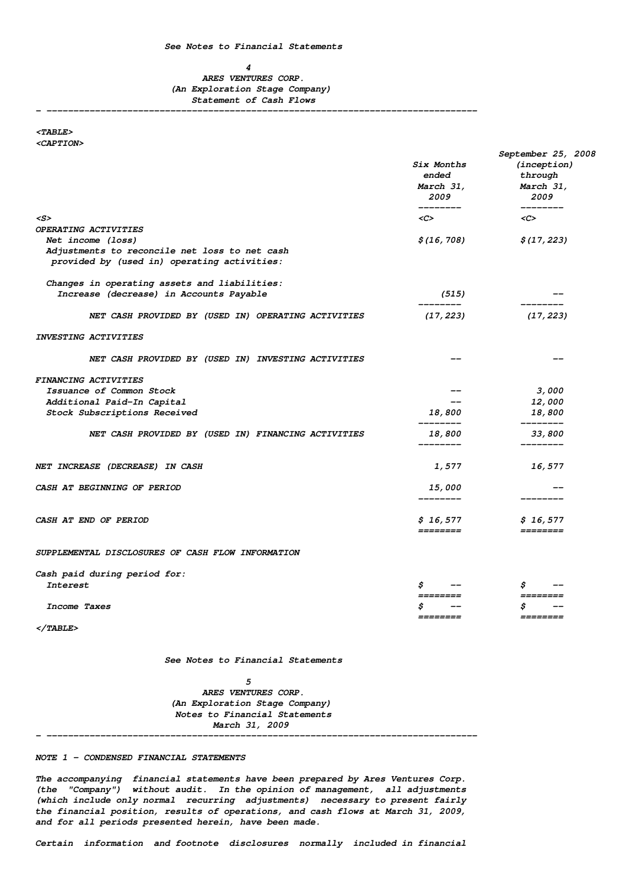See Notes to Financial Statements

ARES VENTURES CORP.
(An Exploration Stage Company)
Statement of Cash Flows

| | Six Months ended March 31, 2009 | September 25, 2008 (inception) through March 31, 2009 |
|---|---|---|
| **OPERATING ACTIVITIES** | | |
| Net income (loss) | $(16,708) | $(17,223) |
| Adjustments to reconcile net loss to net cash provided by (used in) operating activities: | | |
| Changes in operating assets and liabilities: | | |
| Increase (decrease) in Accounts Payable | (515) | -- |
| NET CASH PROVIDED BY (USED IN) OPERATING ACTIVITIES | (17,223) | (17,223) |
| **INVESTING ACTIVITIES** | | |
| NET CASH PROVIDED BY (USED IN) INVESTING ACTIVITIES | -- | -- |
| **FINANCING ACTIVITIES** | | |
| Issuance of Common Stock | -- | 3,000 |
| Additional Paid-In Capital | -- | 12,000 |
| Stock Subscriptions Received | 18,800 | 18,800 |
| NET CASH PROVIDED BY (USED IN) FINANCING ACTIVITIES | 18,800 | 33,800 |
| NET INCREASE (DECREASE) IN CASH | 1,577 | 16,577 |
| CASH AT BEGINNING OF PERIOD | 15,000 | -- |
| CASH AT END OF PERIOD | $ 16,577 | $ 16,577 |
| **SUPPLEMENTAL DISCLOSURES OF CASH FLOW INFORMATION** | | |
| Cash paid during period for: | | |
| Interest | $ -- | $ -- |
| Income Taxes | $ -- | $ -- |

See Notes to Financial Statements

ARES VENTURES CORP.
(An Exploration Stage Company)
Notes to Financial Statements
March 31, 2009

## NOTE 1 - CONDENSED FINANCIAL STATEMENTS

The accompanying financial statements have been prepared by Ares Ventures Corp. (the "Company") without audit. In the opinion of management, all adjustments (which include only normal recurring adjustments) necessary to present fairly the financial position, results of operations, and cash flows at March 31, 2009, and for all periods presented herein, have been made.

Certain information and footnote disclosures normally included in financial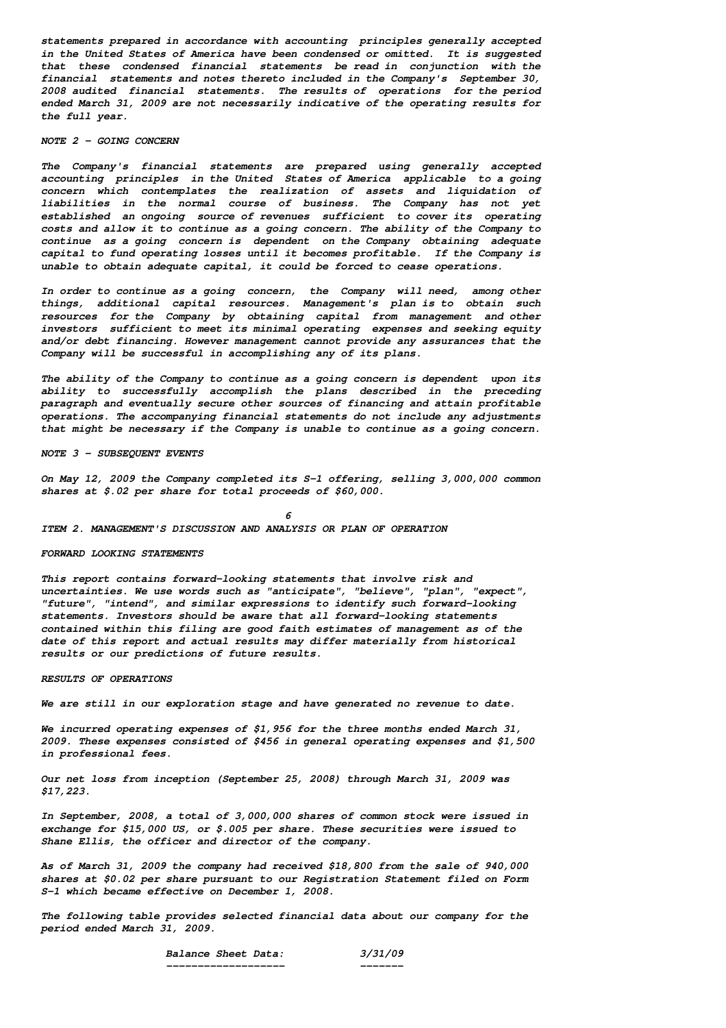statements prepared in accordance with accounting principles generally accepted in the United States of America have been condensed or omitted. It is suggested that these condensed financial statements be read in conjunction with the financial statements and notes thereto included in the Company's September 30, 2008 audited financial statements. The results of operations for the period ended March 31, 2009 are not necessarily indicative of the operating results for the full year.

NOTE 2 - GOING CONCERN

The Company's financial statements are prepared using generally accepted accounting principles in the United States of America applicable to a going concern which contemplates the realization of assets and liquidation of liabilities in the normal course of business. The Company has not yet established an ongoing source of revenues sufficient to cover its operating costs and allow it to continue as a going concern. The ability of the Company to continue as a going concern is dependent on the Company obtaining adequate capital to fund operating losses until it becomes profitable. If the Company is unable to obtain adequate capital, it could be forced to cease operations.

In order to continue as a going concern, the Company will need, among other things, additional capital resources. Management's plan is to obtain such resources for the Company by obtaining capital from management and other investors sufficient to meet its minimal operating expenses and seeking equity and/or debt financing. However management cannot provide any assurances that the Company will be successful in accomplishing any of its plans.

The ability of the Company to continue as a going concern is dependent upon its ability to successfully accomplish the plans described in the preceding paragraph and eventually secure other sources of financing and attain profitable operations. The accompanying financial statements do not include any adjustments that might be necessary if the Company is unable to continue as a going concern.

NOTE 3 - SUBSEQUENT EVENTS

On May 12, 2009 the Company completed its S-1 offering, selling 3,000,000 common shares at $.02 per share for total proceeds of $60,000.

ITEM 2. MANAGEMENT'S DISCUSSION AND ANALYSIS OR PLAN OF OPERATION

FORWARD LOOKING STATEMENTS

This report contains forward-looking statements that involve risk and uncertainties. We use words such as "anticipate", "believe", "plan", "expect", "future", "intend", and similar expressions to identify such forward-looking statements. Investors should be aware that all forward-looking statements contained within this filing are good faith estimates of management as of the date of this report and actual results may differ materially from historical results or our predictions of future results.

RESULTS OF OPERATIONS

We are still in our exploration stage and have generated no revenue to date.

We incurred operating expenses of $1,956 for the three months ended March 31, 2009. These expenses consisted of $456 in general operating expenses and $1,500 in professional fees.

Our net loss from inception (September 25, 2008) through March 31, 2009 was $17,223.

In September, 2008, a total of 3,000,000 shares of common stock were issued in exchange for $15,000 US, or $.005 per share. These securities were issued to Shane Ellis, the officer and director of the company.

As of March 31, 2009 the company had received $18,800 from the sale of 940,000 shares at $0.02 per share pursuant to our Registration Statement filed on Form S-1 which became effective on December 1, 2008.

The following table provides selected financial data about our company for the period ended March 31, 2009.

| Balance Sheet Data: | 3/31/09 |
|---|---|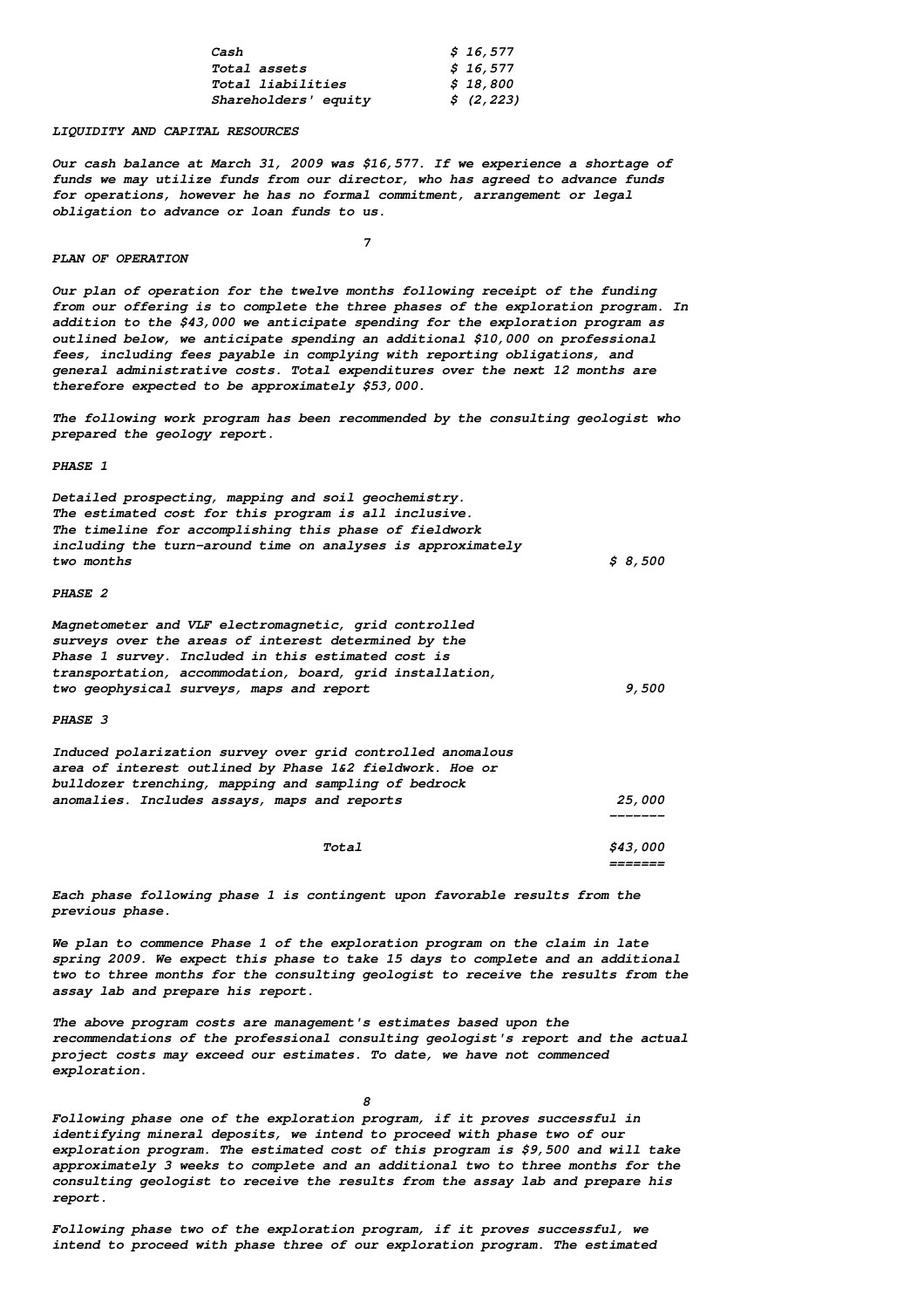| | |
|---|---|
| Cash | $ 16,577 |
| Total assets | $ 16,577 |
| Total liabilities | $ 18,800 |
| Shareholders' equity | $ (2,223) |

*LIQUIDITY AND CAPITAL RESOURCES*

*Our cash balance at March 31, 2009 was $16,577. If we experience a shortage of funds we may utilize funds from our director, who has agreed to advance funds for operations, however he has no formal commitment, arrangement or legal obligation to advance or loan funds to us.*

*PLAN OF OPERATION*

*Our plan of operation for the twelve months following receipt of the funding from our offering is to complete the three phases of the exploration program. In addition to the $43,000 we anticipate spending for the exploration program as outlined below, we anticipate spending an additional $10,000 on professional fees, including fees payable in complying with reporting obligations, and general administrative costs. Total expenditures over the next 12 months are therefore expected to be approximately $53,000.*

*The following work program has been recommended by the consulting geologist who prepared the geology report.*

| | |
|---|---|
| *PHASE 1* | |
| *Detailed prospecting, mapping and soil geochemistry. The estimated cost for this program is all inclusive. The timeline for accomplishing this phase of fieldwork including the turn-around time on analyses is approximately two months* | *$ 8,500* |
| *PHASE 2* | |
| *Magnetometer and VLF electromagnetic, grid controlled surveys over the areas of interest determined by the Phase 1 survey. Included in this estimated cost is transportation, accommodation, board, grid installation, two geophysical surveys, maps and report* | *9,500* |
| *PHASE 3* | |
| *Induced polarization survey over grid controlled anomalous area of interest outlined by Phase 1&2 fieldwork. Hoe or bulldozer trenching, mapping and sampling of bedrock anomalies. Includes assays, maps and reports* | *25,000* |
| *Total* | *$43,000* |

*Each phase following phase 1 is contingent upon favorable results from the previous phase.*

*We plan to commence Phase 1 of the exploration program on the claim in late spring 2009. We expect this phase to take 15 days to complete and an additional two to three months for the consulting geologist to receive the results from the assay lab and prepare his report.*

*The above program costs are management's estimates based upon the recommendations of the professional consulting geologist's report and the actual project costs may exceed our estimates. To date, we have not commenced exploration.*

*Following phase one of the exploration program, if it proves successful in identifying mineral deposits, we intend to proceed with phase two of our exploration program. The estimated cost of this program is $9,500 and will take approximately 3 weeks to complete and an additional two to three months for the consulting geologist to receive the results from the assay lab and prepare his report.*

*Following phase two of the exploration program, if it proves successful, we intend to proceed with phase three of our exploration program. The estimated*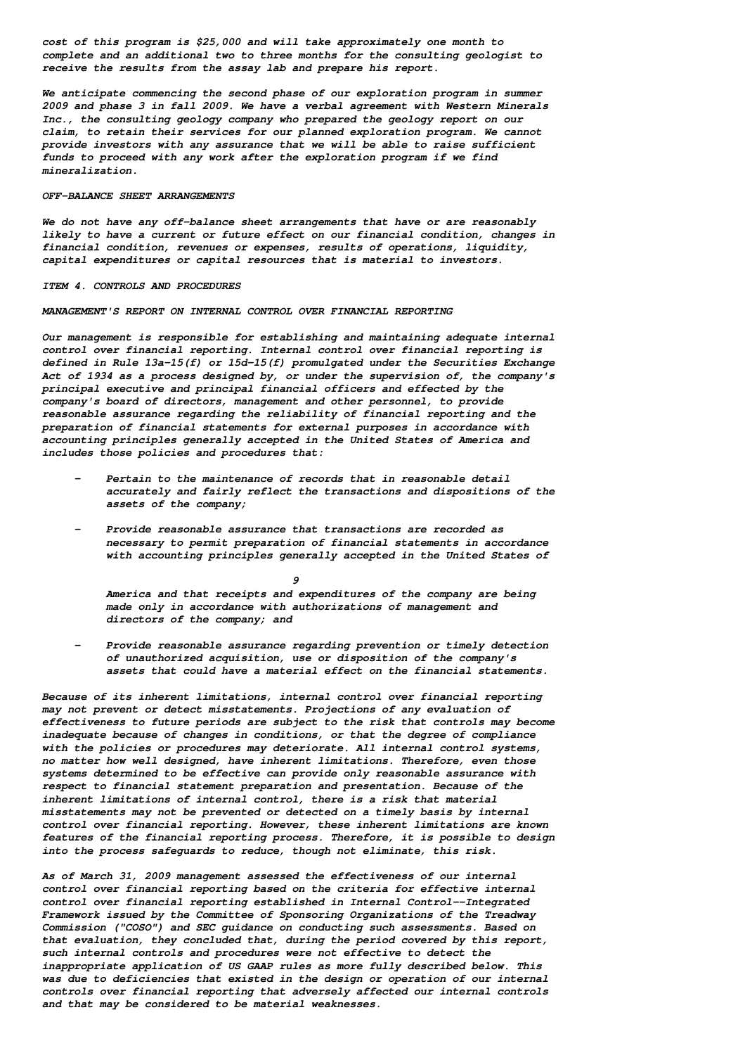cost of this program is $25,000 and will take approximately one month to complete and an additional two to three months for the consulting geologist to receive the results from the assay lab and prepare his report.

We anticipate commencing the second phase of our exploration program in summer 2009 and phase 3 in fall 2009. We have a verbal agreement with Western Minerals Inc., the consulting geology company who prepared the geology report on our claim, to retain their services for our planned exploration program. We cannot provide investors with any assurance that we will be able to raise sufficient funds to proceed with any work after the exploration program if we find mineralization.

OFF-BALANCE SHEET ARRANGEMENTS

We do not have any off-balance sheet arrangements that have or are reasonably likely to have a current or future effect on our financial condition, changes in financial condition, revenues or expenses, results of operations, liquidity, capital expenditures or capital resources that is material to investors.

## ITEM 4. CONTROLS AND PROCEDURES

### MANAGEMENT'S REPORT ON INTERNAL CONTROL OVER FINANCIAL REPORTING

Our management is responsible for establishing and maintaining adequate internal control over financial reporting. Internal control over financial reporting is defined in Rule 13a-15(f) or 15d-15(f) promulgated under the Securities Exchange Act of 1934 as a process designed by, or under the supervision of, the company's principal executive and principal financial officers and effected by the company's board of directors, management and other personnel, to provide reasonable assurance regarding the reliability of financial reporting and the preparation of financial statements for external purposes in accordance with accounting principles generally accepted in the United States of America and includes those policies and procedures that:

- Pertain to the maintenance of records that in reasonable detail accurately and fairly reflect the transactions and dispositions of the assets of the company;
- Provide reasonable assurance that transactions are recorded as necessary to permit preparation of financial statements in accordance with accounting principles generally accepted in the United States of America and that receipts and expenditures of the company are being made only in accordance with authorizations of management and directors of the company; and
- Provide reasonable assurance regarding prevention or timely detection of unauthorized acquisition, use or disposition of the company's assets that could have a material effect on the financial statements.

Because of its inherent limitations, internal control over financial reporting may not prevent or detect misstatements. Projections of any evaluation of effectiveness to future periods are subject to the risk that controls may become inadequate because of changes in conditions, or that the degree of compliance with the policies or procedures may deteriorate. All internal control systems, no matter how well designed, have inherent limitations. Therefore, even those systems determined to be effective can provide only reasonable assurance with respect to financial statement preparation and presentation. Because of the inherent limitations of internal control, there is a risk that material misstatements may not be prevented or detected on a timely basis by internal control over financial reporting. However, these inherent limitations are known features of the financial reporting process. Therefore, it is possible to design into the process safeguards to reduce, though not eliminate, this risk.

As of March 31, 2009 management assessed the effectiveness of our internal control over financial reporting based on the criteria for effective internal control over financial reporting established in Internal Control--Integrated Framework issued by the Committee of Sponsoring Organizations of the Treadway Commission ("COSO") and SEC guidance on conducting such assessments. Based on that evaluation, they concluded that, during the period covered by this report, such internal controls and procedures were not effective to detect the inappropriate application of US GAAP rules as more fully described below. This was due to deficiencies that existed in the design or operation of our internal controls over financial reporting that adversely affected our internal controls and that may be considered to be material weaknesses.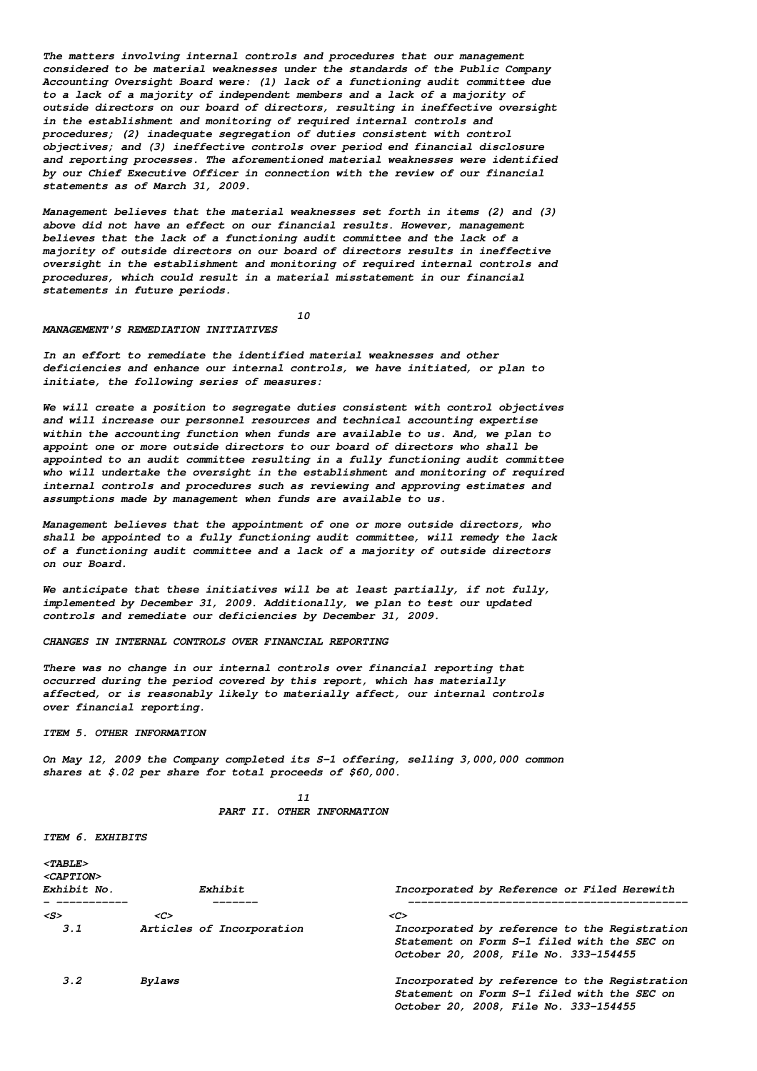The matters involving internal controls and procedures that our management considered to be material weaknesses under the standards of the Public Company Accounting Oversight Board were: (1) lack of a functioning audit committee due to a lack of a majority of independent members and a lack of a majority of outside directors on our board of directors, resulting in ineffective oversight in the establishment and monitoring of required internal controls and procedures; (2) inadequate segregation of duties consistent with control objectives; and (3) ineffective controls over period end financial disclosure and reporting processes. The aforementioned material weaknesses were identified by our Chief Executive Officer in connection with the review of our financial statements as of March 31, 2009.

Management believes that the material weaknesses set forth in items (2) and (3) above did not have an effect on our financial results. However, management believes that the lack of a functioning audit committee and the lack of a majority of outside directors on our board of directors results in ineffective oversight in the establishment and monitoring of required internal controls and procedures, which could result in a material misstatement in our financial statements in future periods.

## MANAGEMENT'S REMEDIATION INITIATIVES

In an effort to remediate the identified material weaknesses and other deficiencies and enhance our internal controls, we have initiated, or plan to initiate, the following series of measures:

We will create a position to segregate duties consistent with control objectives and will increase our personnel resources and technical accounting expertise within the accounting function when funds are available to us. And, we plan to appoint one or more outside directors to our board of directors who shall be appointed to an audit committee resulting in a fully functioning audit committee who will undertake the oversight in the establishment and monitoring of required internal controls and procedures such as reviewing and approving estimates and assumptions made by management when funds are available to us.

Management believes that the appointment of one or more outside directors, who shall be appointed to a fully functioning audit committee, will remedy the lack of a functioning audit committee and a lack of a majority of outside directors on our Board.

We anticipate that these initiatives will be at least partially, if not fully, implemented by December 31, 2009. Additionally, we plan to test our updated controls and remediate our deficiencies by December 31, 2009.

## CHANGES IN INTERNAL CONTROLS OVER FINANCIAL REPORTING

There was no change in our internal controls over financial reporting that occurred during the period covered by this report, which has materially affected, or is reasonably likely to materially affect, our internal controls over financial reporting.

## ITEM 5. OTHER INFORMATION

On May 12, 2009 the Company completed its S-1 offering, selling 3,000,000 common shares at $.02 per share for total proceeds of $60,000.

# PART II. OTHER INFORMATION

## ITEM 6. EXHIBITS

| Exhibit No. | Exhibit | Incorporated by Reference or Filed Herewith |
|---|---|---|
| 3.1 | Articles of Incorporation | Incorporated by reference to the Registration Statement on Form S-1 filed with the SEC on October 20, 2008, File No. 333-154455 |
| 3.2 | Bylaws | Incorporated by reference to the Registration Statement on Form S-1 filed with the SEC on October 20, 2008, File No. 333-154455 |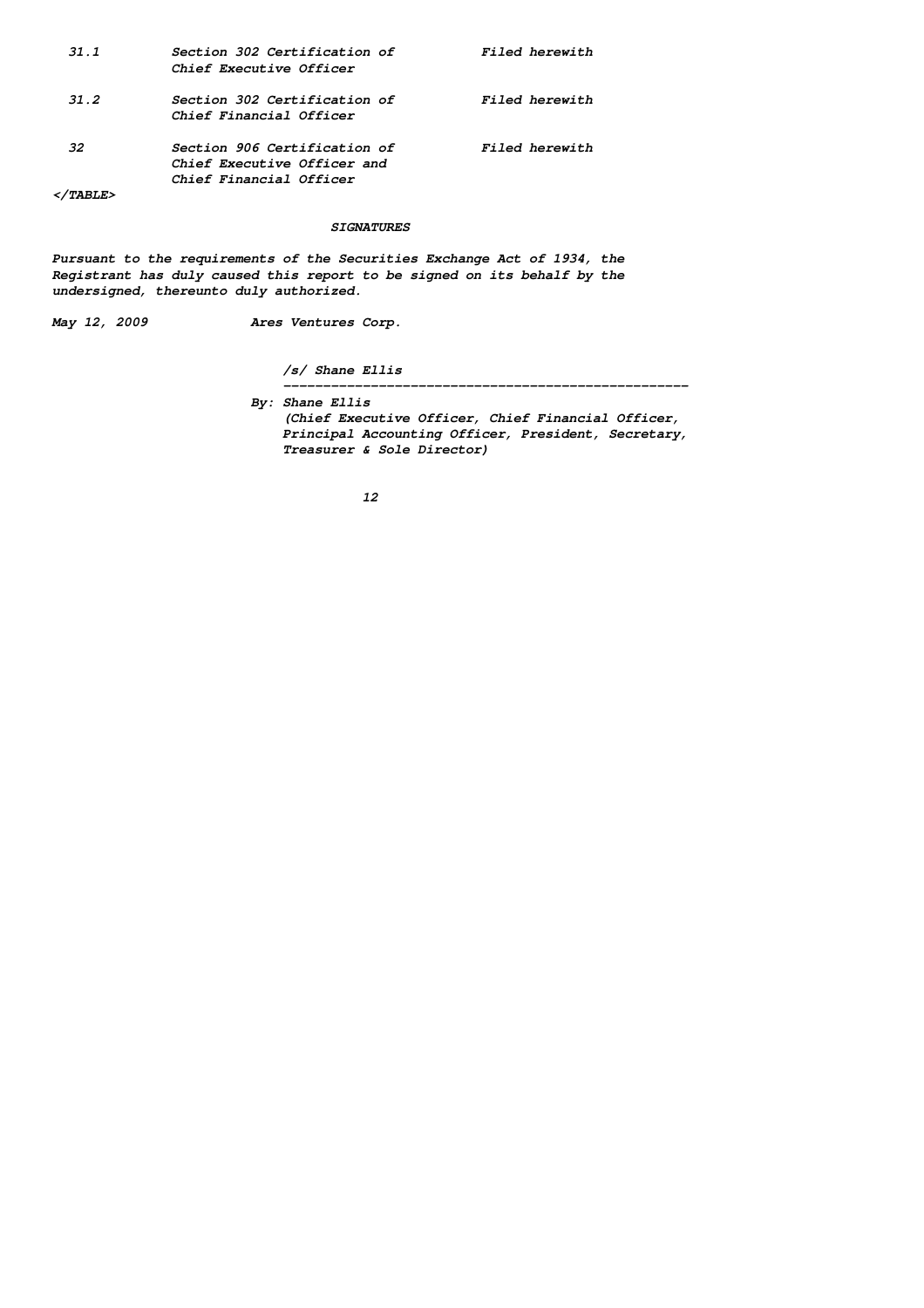| | | |
|---|---|---|
| 31.1 | Section 302 Certification of Chief Executive Officer | Filed herewith |
| 31.2 | Section 302 Certification of Chief Financial Officer | Filed herewith |
| 32 | Section 906 Certification of Chief Executive Officer and Chief Financial Officer | Filed herewith |

</TABLE>

## SIGNATURES

Pursuant to the requirements of the Securities Exchange Act of 1934, the Registrant has duly caused this report to be signed on its behalf by the undersigned, thereunto duly authorized.

May 12, 2009 Ares Ventures Corp.

/s/ Shane Ellis

---

By: Shane Ellis
(Chief Executive Officer, Chief Financial Officer, Principal Accounting Officer, President, Secretary, Treasurer & Sole Director)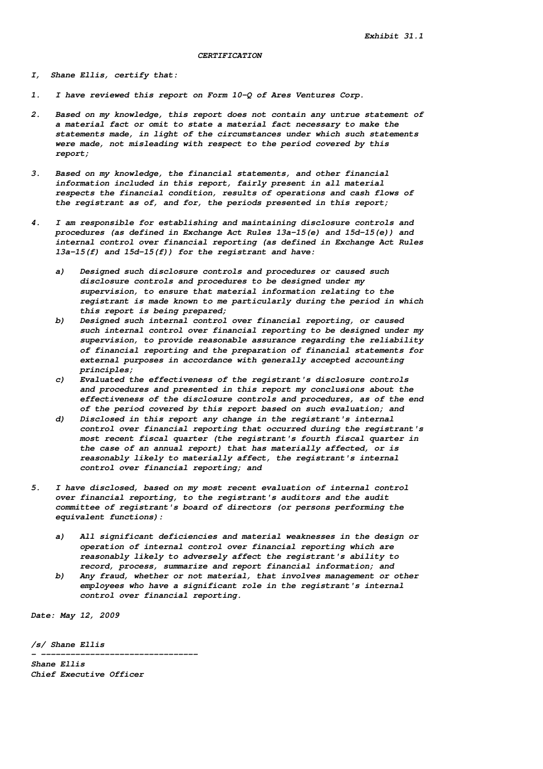Exhibit 31.1

## CERTIFICATION

I, Shane Ellis, certify that:

1. I have reviewed this report on Form 10-Q of Ares Ventures Corp.

2. Based on my knowledge, this report does not contain any untrue statement of a material fact or omit to state a material fact necessary to make the statements made, in light of the circumstances under which such statements were made, not misleading with respect to the period covered by this report;

3. Based on my knowledge, the financial statements, and other financial information included in this report, fairly present in all material respects the financial condition, results of operations and cash flows of the registrant as of, and for, the periods presented in this report;

4. I am responsible for establishing and maintaining disclosure controls and procedures (as defined in Exchange Act Rules 13a-15(e) and 15d-15(e)) and internal control over financial reporting (as defined in Exchange Act Rules 13a-15(f) and 15d-15(f)) for the registrant and have:

    a) Designed such disclosure controls and procedures or caused such disclosure controls and procedures to be designed under my supervision, to ensure that material information relating to the registrant is made known to me particularly during the period in which this report is being prepared;
    b) Designed such internal control over financial reporting, or caused such internal control over financial reporting to be designed under my supervision, to provide reasonable assurance regarding the reliability of financial reporting and the preparation of financial statements for external purposes in accordance with generally accepted accounting principles;
    c) Evaluated the effectiveness of the registrant's disclosure controls and procedures and presented in this report my conclusions about the effectiveness of the disclosure controls and procedures, as of the end of the period covered by this report based on such evaluation; and
    d) Disclosed in this report any change in the registrant's internal control over financial reporting that occurred during the registrant's most recent fiscal quarter (the registrant's fourth fiscal quarter in the case of an annual report) that has materially affected, or is reasonably likely to materially affect, the registrant's internal control over financial reporting; and

5. I have disclosed, based on my most recent evaluation of internal control over financial reporting, to the registrant's auditors and the audit committee of registrant's board of directors (or persons performing the equivalent functions):

    a) All significant deficiencies and material weaknesses in the design or operation of internal control over financial reporting which are reasonably likely to adversely affect the registrant's ability to record, process, summarize and report financial information; and
    b) Any fraud, whether or not material, that involves management or other employees who have a significant role in the registrant's internal control over financial reporting.

Date: May 12, 2009

/s/ Shane Ellis
- --------------------------------
Shane Ellis
Chief Executive Officer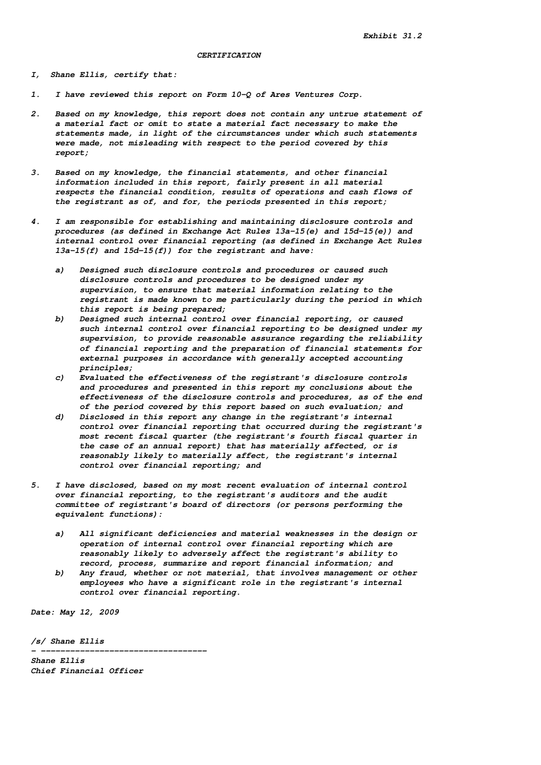*Exhibit 31.2*

***CERTIFICATION***

*I, Shane Ellis, certify that:*

1. *I have reviewed this report on Form 10-Q of Ares Ventures Corp.*

2. *Based on my knowledge, this report does not contain any untrue statement of a material fact or omit to state a material fact necessary to make the statements made, in light of the circumstances under which such statements were made, not misleading with respect to the period covered by this report;*

3. *Based on my knowledge, the financial statements, and other financial information included in this report, fairly present in all material respects the financial condition, results of operations and cash flows of the registrant as of, and for, the periods presented in this report;*

4. *I am responsible for establishing and maintaining disclosure controls and procedures (as defined in Exchange Act Rules 13a-15(e) and 15d-15(e)) and internal control over financial reporting (as defined in Exchange Act Rules 13a-15(f) and 15d-15(f)) for the registrant and have:*

   a) *Designed such disclosure controls and procedures or caused such disclosure controls and procedures to be designed under my supervision, to ensure that material information relating to the registrant is made known to me particularly during the period in which this report is being prepared;*
   b) *Designed such internal control over financial reporting, or caused such internal control over financial reporting to be designed under my supervision, to provide reasonable assurance regarding the reliability of financial reporting and the preparation of financial statements for external purposes in accordance with generally accepted accounting principles;*
   c) *Evaluated the effectiveness of the registrant's disclosure controls and procedures and presented in this report my conclusions about the effectiveness of the disclosure controls and procedures, as of the end of the period covered by this report based on such evaluation; and*
   d) *Disclosed in this report any change in the registrant's internal control over financial reporting that occurred during the registrant's most recent fiscal quarter (the registrant's fourth fiscal quarter in the case of an annual report) that has materially affected, or is reasonably likely to materially affect, the registrant's internal control over financial reporting; and*

5. *I have disclosed, based on my most recent evaluation of internal control over financial reporting, to the registrant's auditors and the audit committee of registrant's board of directors (or persons performing the equivalent functions):*

   a) *All significant deficiencies and material weaknesses in the design or operation of internal control over financial reporting which are reasonably likely to adversely affect the registrant's ability to record, process, summarize and report financial information; and*
   b) *Any fraud, whether or not material, that involves management or other employees who have a significant role in the registrant's internal control over financial reporting.*

*Date: May 12, 2009*

*/s/ Shane Ellis*

*- ----------------------------------*

*Shane Ellis*
*Chief Financial Officer*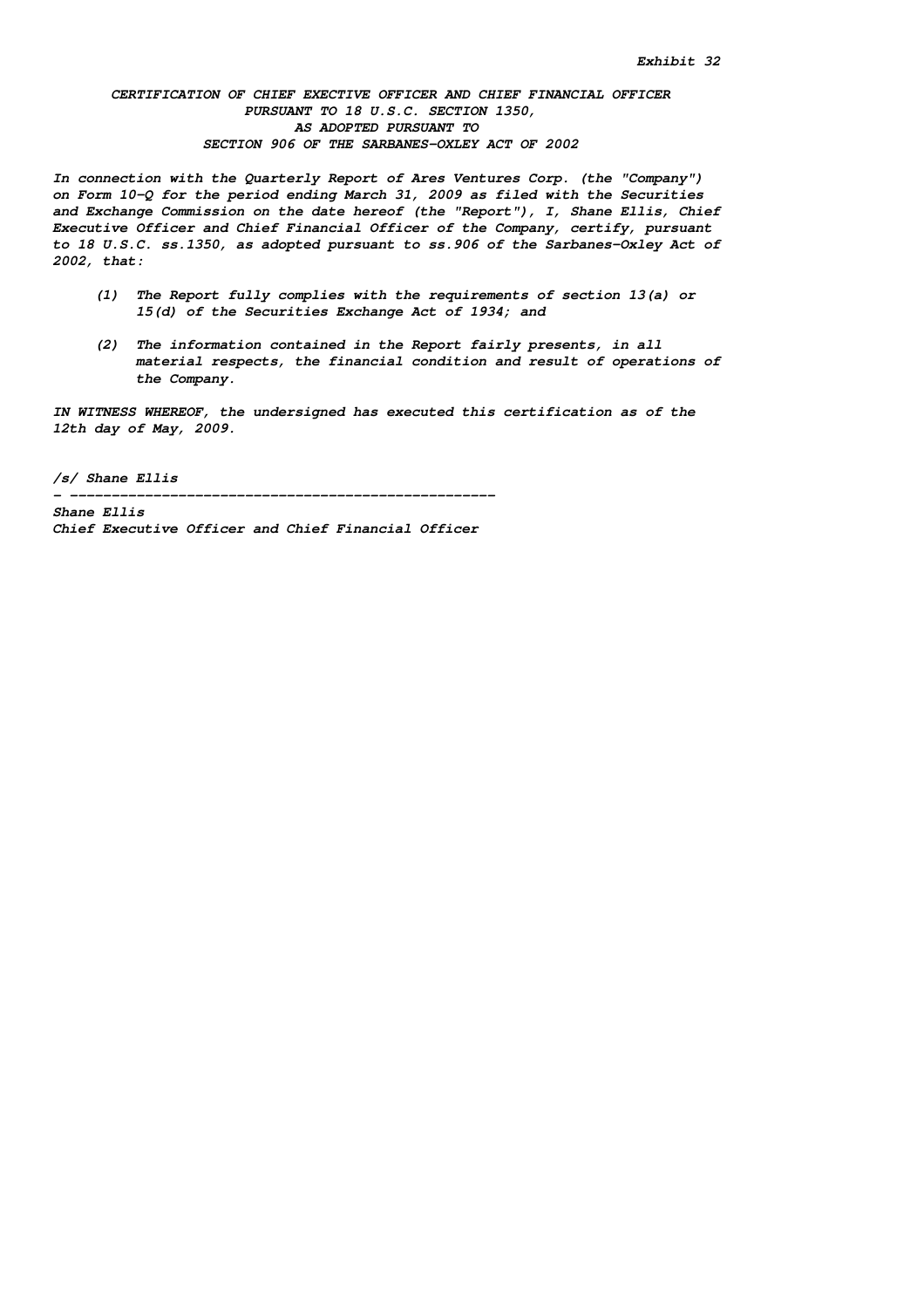Exhibit 32

**CERTIFICATION OF CHIEF EXECUTIVE OFFICER AND CHIEF FINANCIAL OFFICER PURSUANT TO 18 U.S.C. SECTION 1350, AS ADOPTED PURSUANT TO SECTION 906 OF THE SARBANES-OXLEY ACT OF 2002**

In connection with the Quarterly Report of Ares Ventures Corp. (the "Company") on Form 10-Q for the period ending March 31, 2009 as filed with the Securities and Exchange Commission on the date hereof (the "Report"), I, Shane Ellis, Chief Executive Officer and Chief Financial Officer of the Company, certify, pursuant to 18 U.S.C. ss.1350, as adopted pursuant to ss.906 of the Sarbanes-Oxley Act of 2002, that:

(1) The Report fully complies with the requirements of section 13(a) or 15(d) of the Securities Exchange Act of 1934; and

(2) The information contained in the Report fairly presents, in all material respects, the financial condition and result of operations of the Company.

IN WITNESS WHEREOF, the undersigned has executed this certification as of the 12th day of May, 2009.

/s/ Shane Ellis

---

Shane Ellis
Chief Executive Officer and Chief Financial Officer